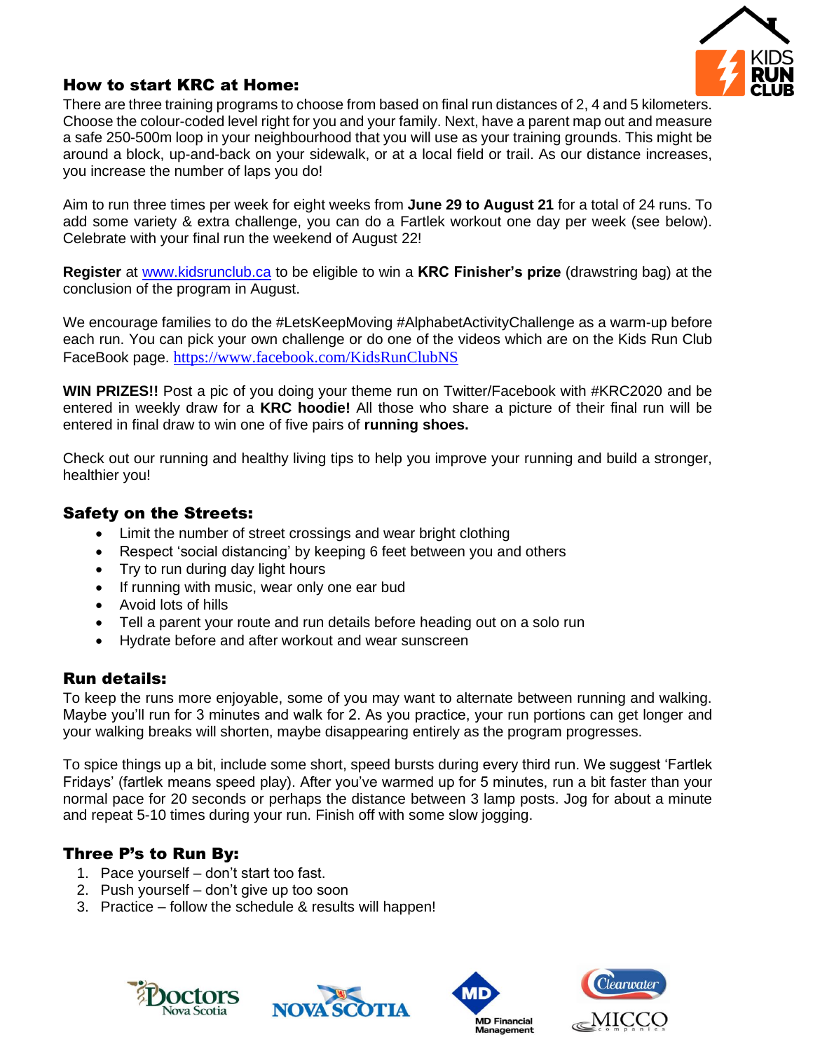## How to start KRC at Home:

There are three training programs to choose from based on final run distances of 2, 4 and 5 kilometers. Choose the colour-coded level right for you and your family. Next, have a parent map out and measure a safe 250-500m loop in your neighbourhood that you will use as your training grounds. This might be around a block, up-and-back on your sidewalk, or at a local field or trail. As our distance increases, you increase the number of laps you do!

Aim to run three times per week for eight weeks from **June 29 to August 21** for a total of 24 runs. To add some variety & extra challenge, you can do a Fartlek workout one day per week (see below). Celebrate with your final run the weekend of August 22!

**Register** at www.kidsrunclub.ca to be eligible to win a **KRC Finisher's prize** (drawstring bag) at the conclusion of the program in August.

We encourage families to do the #LetsKeepMoving #AlphabetActivityChallenge as a warm-up before each run. You can pick your own challenge or do one of the videos which are on the Kids Run Club FaceBook page. https://www.facebook.com/KidsRunClubNS

**WIN PRIZES!!** Post a pic of you doing your theme run on Twitter/Facebook with #KRC2020 and be entered in weekly draw for a **KRC hoodie!** All those who share a picture of their final run will be entered in final draw to win one of five pairs of **running shoes.**

Check out our running and healthy living tips to help you improve your running and build a stronger, healthier you!

## Safety on the Streets:

- Limit the number of street crossings and wear bright clothing
- Respect 'social distancing' by keeping 6 feet between you and others
- Try to run during day light hours
- If running with music, wear only one ear bud
- Avoid lots of hills
- Tell a parent your route and run details before heading out on a solo run
- Hydrate before and after workout and wear sunscreen

## Run details:

To keep the runs more enjoyable, some of you may want to alternate between running and walking. Maybe you'll run for 3 minutes and walk for 2. As you practice, your run portions can get longer and your walking breaks will shorten, maybe disappearing entirely as the program progresses.

To spice things up a bit, include some short, speed bursts during every third run. We suggest 'Fartlek Fridays' (fartlek means speed play). After you've warmed up for 5 minutes, run a bit faster than your normal pace for 20 seconds or perhaps the distance between 3 lamp posts. Jog for about a minute and repeat 5-10 times during your run. Finish off with some slow jogging.

## Three P's to Run By:

1. Pace yourself – don't start too fast.
2. Push yourself – don't give up too soon
3. Practice – follow the schedule & results will happen!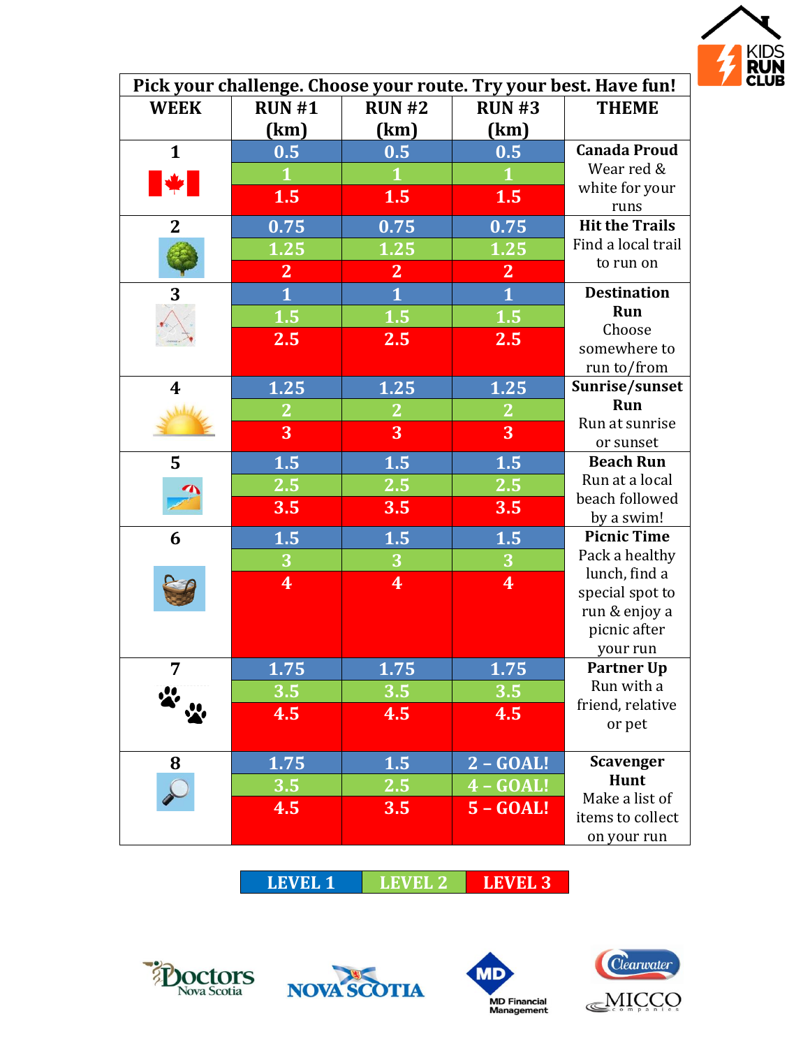| Pick your challenge. Choose your route. Try your best. Have fun! | | | | |
|---|---|---|---|---|
| **WEEK** | **RUN #1 (km)** | **RUN #2 (km)** | **RUN #3 (km)** | **THEME** |
| **1** | 0.5<br>1<br>1.5 | 0.5<br>1<br>1.5 | 0.5<br>1<br>1.5 | **Canada Proud**<br>Wear red & white for your runs |
| **2** | 0.75<br>1.25<br>2 | 0.75<br>1.25<br>2 | 0.75<br>1.25<br>2 | **Hit the Trails**<br>Find a local trail to run on |
| **3** | 1<br>1.5<br>2.5 | 1<br>1.5<br>2.5 | 1<br>1.5<br>2.5 | **Destination Run**<br>Choose somewhere to run to/from |
| **4** | 1.25<br>2<br>3 | 1.25<br>2<br>3 | 1.25<br>2<br>3 | **Sunrise/sunset Run**<br>Run at sunrise or sunset |
| **5** | 1.5<br>2.5<br>3.5 | 1.5<br>2.5<br>3.5 | 1.5<br>2.5<br>3.5 | **Beach Run**<br>Run at a local beach followed by a swim! |
| **6** | 1.5<br>3<br>4 | 1.5<br>3<br>4 | 1.5<br>3<br>4 | **Picnic Time**<br>Pack a healthy lunch, find a special spot to run & enjoy a picnic after your run |
| **7** | 1.75<br>3.5<br>4.5 | 1.75<br>3.5<br>4.5 | 1.75<br>3.5<br>4.5 | **Partner Up**<br>Run with a friend, relative or pet |
| **8** | 1.75<br>3.5<br>4.5 | 1.5<br>2.5<br>3.5 | 2 – GOAL!<br>4 – GOAL!<br>5 – GOAL! | **Scavenger Hunt**<br>Make a list of items to collect on your run |

| LEVEL 1 | LEVEL 2 | LEVEL 3 |
|---|---|---|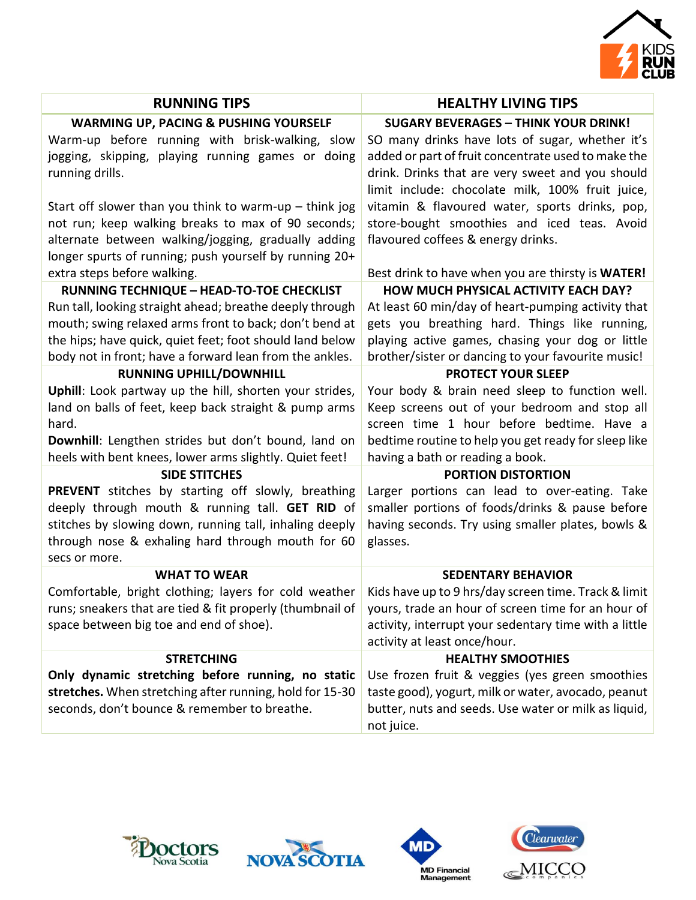| RUNNING TIPS | HEALTHY LIVING TIPS |
|---|---|
| **WARMING UP, PACING & PUSHING YOURSELF** Warm-up before running with brisk-walking, slow jogging, skipping, playing running games or doing running drills. Start off slower than you think to warm-up – think jog not run; keep walking breaks to max of 90 seconds; alternate between walking/jogging, gradually adding longer spurts of running; push yourself by running 20+ extra steps before walking. | **SUGARY BEVERAGES – THINK YOUR DRINK!** SO many drinks have lots of sugar, whether it's added or part of fruit concentrate used to make the drink. Drinks that are very sweet and you should limit include: chocolate milk, 100% fruit juice, vitamin & flavoured water, sports drinks, pop, store-bought smoothies and iced teas. Avoid flavoured coffees & energy drinks. Best drink to have when you are thirsty is **WATER!** |
| **RUNNING TECHNIQUE – HEAD-TO-TOE CHECKLIST** Run tall, looking straight ahead; breathe deeply through mouth; swing relaxed arms front to back; don't bend at the hips; have quick, quiet feet; foot should land below body not in front; have a forward lean from the ankles. | **HOW MUCH PHYSICAL ACTIVITY EACH DAY?** At least 60 min/day of heart-pumping activity that gets you breathing hard. Things like running, playing active games, chasing your dog or little brother/sister or dancing to your favourite music! |
| **RUNNING UPHILL/DOWNHILL** **Uphill**: Look partway up the hill, shorten your strides, land on balls of feet, keep back straight & pump arms hard. **Downhill**: Lengthen strides but don't bound, land on heels with bent knees, lower arms slightly. Quiet feet! | **PROTECT YOUR SLEEP** Your body & brain need sleep to function well. Keep screens out of your bedroom and stop all screen time 1 hour before bedtime. Have a bedtime routine to help you get ready for sleep like having a bath or reading a book. |
| **SIDE STITCHES** **PREVENT** stitches by starting off slowly, breathing deeply through mouth & running tall. **GET RID** of stitches by slowing down, running tall, inhaling deeply through nose & exhaling hard through mouth for 60 secs or more. | **PORTION DISTORTION** Larger portions can lead to over-eating. Take smaller portions of foods/drinks & pause before having seconds. Try using smaller plates, bowls & glasses. |
| **WHAT TO WEAR** Comfortable, bright clothing; layers for cold weather runs; sneakers that are tied & fit properly (thumbnail of space between big toe and end of shoe). | **SEDENTARY BEHAVIOR** Kids have up to 9 hrs/day screen time. Track & limit yours, trade an hour of screen time for an hour of activity, interrupt your sedentary time with a little activity at least once/hour. |
| **STRETCHING** **Only dynamic stretching before running, no static stretches.** When stretching after running, hold for 15-30 seconds, don't bounce & remember to breathe. | **HEALTHY SMOOTHIES** Use frozen fruit & veggies (yes green smoothies taste good), yogurt, milk or water, avocado, peanut butter, nuts and seeds. Use water or milk as liquid, not juice. |